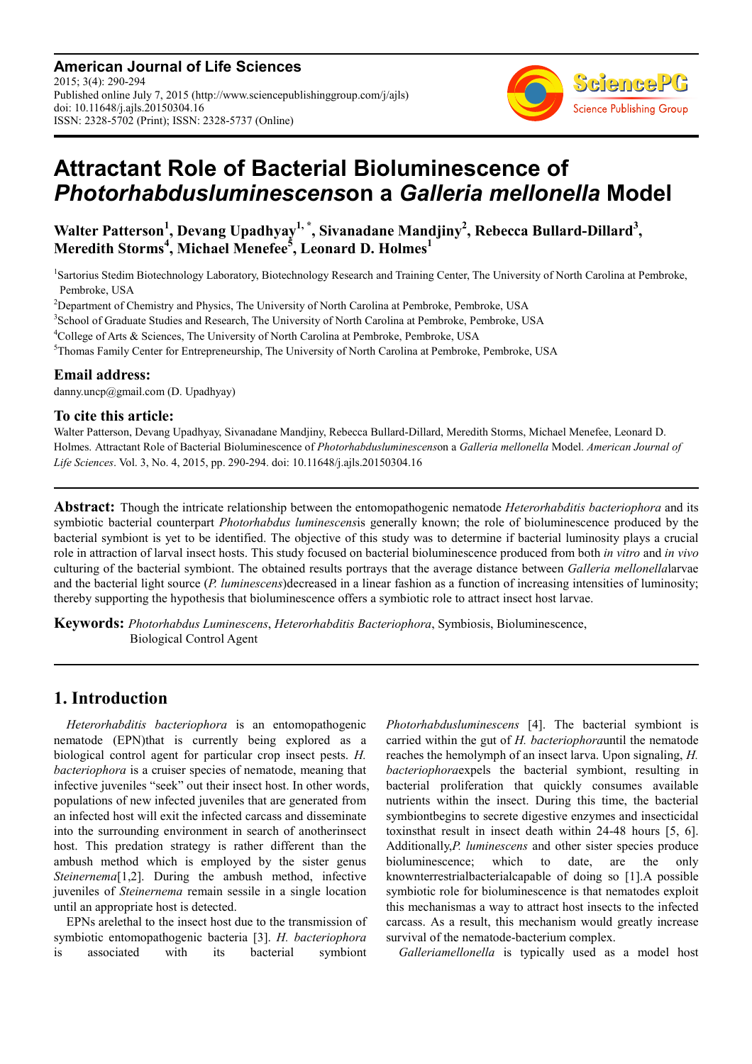**American Journal of Life Sciences**
2015; 3(4): 290-294
Published online July 7, 2015 (http://www.sciencepublishinggroup.com/j/ajls)
doi: 10.11648/j.ajls.20150304.16
ISSN: 2328-5702 (Print); ISSN: 2328-5737 (Online)

# Attractant Role of Bacterial Bioluminescence of *Photorhabdusluminescens*on a *Galleria mellonella* Model

**Walter Patterson[1], Devang Upadhyay[1, *], Sivanadane Mandjiny[2], Rebecca Bullard-Dillard[3], Meredith Storms[4], Michael Menefee[5], Leonard D. Holmes[1]**

[1]Sartorius Stedim Biotechnology Laboratory, Biotechnology Research and Training Center, The University of North Carolina at Pembroke, Pembroke, USA

[2]Department of Chemistry and Physics, The University of North Carolina at Pembroke, Pembroke, USA

[3]School of Graduate Studies and Research, The University of North Carolina at Pembroke, Pembroke, USA

[4]College of Arts & Sciences, The University of North Carolina at Pembroke, Pembroke, USA

[5]Thomas Family Center for Entrepreneurship, The University of North Carolina at Pembroke, Pembroke, USA

## Email address:

danny.uncp@gmail.com (D. Upadhyay)

## To cite this article:

Walter Patterson, Devang Upadhyay, Sivanadane Mandjiny, Rebecca Bullard-Dillard, Meredith Storms, Michael Menefee, Leonard D. Holmes. Attractant Role of Bacterial Bioluminescence of *Photorhabdusluminescens*on a *Galleria mellonella* Model. *American Journal of Life Sciences*. Vol. 3, No. 4, 2015, pp. 290-294. doi: 10.11648/j.ajls.20150304.16

**Abstract:** Though the intricate relationship between the entomopathogenic nematode *Heterorhabditis bacteriophora* and its symbiotic bacterial counterpart *Photorhabdus luminescens*is generally known; the role of bioluminescence produced by the bacterial symbiont is yet to be identified. The objective of this study was to determine if bacterial luminosity plays a crucial role in attraction of larval insect hosts. This study focused on bacterial bioluminescence produced from both *in vitro* and *in vivo* culturing of the bacterial symbiont. The obtained results portrays that the average distance between *Galleria mellonella*larvae and the bacterial light source (*P. luminescens*)decreased in a linear fashion as a function of increasing intensities of luminosity; thereby supporting the hypothesis that bioluminescence offers a symbiotic role to attract insect host larvae.

**Keywords:** *Photorhabdus Luminescens*, *Heterorhabditis Bacteriophora*, Symbiosis, Bioluminescence, Biological Control Agent

## 1. Introduction

*Heterorhabditis bacteriophora* is an entomopathogenic nematode (EPN)that is currently being explored as a biological control agent for particular crop insect pests. *H. bacteriophora* is a cruiser species of nematode, meaning that infective juveniles "seek" out their insect host. In other words, populations of new infected juveniles that are generated from an infected host will exit the infected carcass and disseminate into the surrounding environment in search of anotherinsect host. This predation strategy is rather different than the ambush method which is employed by the sister genus *Steinernema*[1,2]. During the ambush method, infective juveniles of *Steinernema* remain sessile in a single location until an appropriate host is detected.

EPNs arelethal to the insect host due to the transmission of symbiotic entomopathogenic bacteria [3]. *H. bacteriophora* is associated with its bacterial symbiont *Photorhabdusluminescens* [4]. The bacterial symbiont is carried within the gut of *H. bacteriophora*until the nematode reaches the hemolymph of an insect larva. Upon signaling, *H. bacteriophora*expels the bacterial symbiont, resulting in bacterial proliferation that quickly consumes available nutrients within the insect. During this time, the bacterial symbiontbegins to secrete digestive enzymes and insecticidal toxinsthat result in insect death within 24-48 hours [5, 6]. Additionally,*P. luminescens* and other sister species produce bioluminescence; which to date, are the only knownterrestrialbacterialcapable of doing so [1].A possible symbiotic role for bioluminescence is that nematodes exploit this mechanismas a way to attract host insects to the infected carcass. As a result, this mechanism would greatly increase survival of the nematode-bacterium complex.

*Galleriamellonella* is typically used as a model host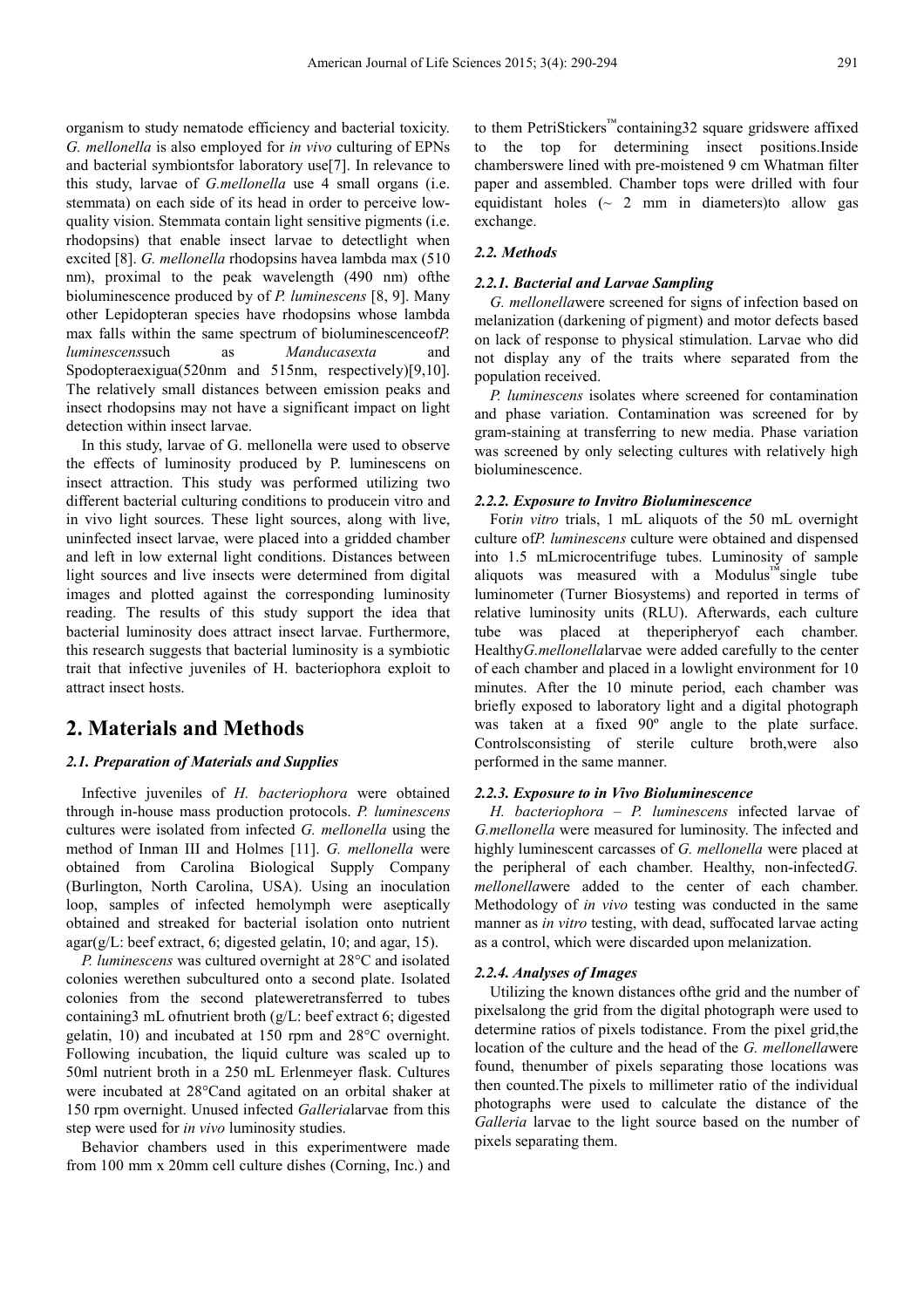organism to study nematode efficiency and bacterial toxicity. *G. mellonella* is also employed for *in vivo* culturing of EPNs and bacterial symbiontsfor laboratory use[7]. In relevance to this study, larvae of *G.mellonella* use 4 small organs (i.e. stemmata) on each side of its head in order to perceive low-quality vision. Stemmata contain light sensitive pigments (i.e. rhodopsins) that enable insect larvae to detectlight when excited [8]. *G. mellonella* rhodopsins havea lambda max (510 nm), proximal to the peak wavelength (490 nm) ofthe bioluminescence produced by of *P. luminescens* [8, 9]. Many other Lepidopteran species have rhodopsins whose lambda max falls within the same spectrum of bioluminescenceof*P. luminescens*such as *Manducasexta* and Spodopteraexigua(520nm and 515nm, respectively)[9,10]. The relatively small distances between emission peaks and insect rhodopsins may not have a significant impact on light detection within insect larvae.

In this study, larvae of G. mellonella were used to observe the effects of luminosity produced by P. luminescens on insect attraction. This study was performed utilizing two different bacterial culturing conditions to producein vitro and in vivo light sources. These light sources, along with live, uninfected insect larvae, were placed into a gridded chamber and left in low external light conditions. Distances between light sources and live insects were determined from digital images and plotted against the corresponding luminosity reading. The results of this study support the idea that bacterial luminosity does attract insect larvae. Furthermore, this research suggests that bacterial luminosity is a symbiotic trait that infective juveniles of H. bacteriophora exploit to attract insect hosts.

## 2. Materials and Methods

### 2.1. Preparation of Materials and Supplies

Infective juveniles of *H. bacteriophora* were obtained through in-house mass production protocols. *P. luminescens* cultures were isolated from infected *G. mellonella* using the method of Inman III and Holmes [11]. *G. mellonella* were obtained from Carolina Biological Supply Company (Burlington, North Carolina, USA). Using an inoculation loop, samples of infected hemolymph were aseptically obtained and streaked for bacterial isolation onto nutrient agar(g/L: beef extract, 6; digested gelatin, 10; and agar, 15).

*P. luminescens* was cultured overnight at 28°C and isolated colonies werethen subcultured onto a second plate. Isolated colonies from the second plateweretransferred to tubes containing3 mL ofnutrient broth (g/L: beef extract 6; digested gelatin, 10) and incubated at 150 rpm and 28°C overnight. Following incubation, the liquid culture was scaled up to 50ml nutrient broth in a 250 mL Erlenmeyer flask. Cultures were incubated at 28°Cand agitated on an orbital shaker at 150 rpm overnight. Unused infected *Galleria*larvae from this step were used for *in vivo* luminosity studies.

Behavior chambers used in this experimentwere made from 100 mm x 20mm cell culture dishes (Corning, Inc.) and to them PetriStickers™containing32 square gridswere affixed to the top for determining insect positions.Inside chamberswere lined with pre-moistened 9 cm Whatman filter paper and assembled. Chamber tops were drilled with four equidistant holes (~ 2 mm in diameters)to allow gas exchange.

### 2.2. Methods

#### 2.2.1. Bacterial and Larvae Sampling

*G. mellonella*were screened for signs of infection based on melanization (darkening of pigment) and motor defects based on lack of response to physical stimulation. Larvae who did not display any of the traits where separated from the population received.

*P. luminescens* isolates where screened for contamination and phase variation. Contamination was screened for by gram-staining at transferring to new media. Phase variation was screened by only selecting cultures with relatively high bioluminescence.

#### 2.2.2. Exposure to Invitro Bioluminescence

For*in vitro* trials, 1 mL aliquots of the 50 mL overnight culture of*P. luminescens* culture were obtained and dispensed into 1.5 mLmicrocentrifuge tubes. Luminosity of sample aliquots was measured with a Modulus™single tube luminometer (Turner Biosystems) and reported in terms of relative luminosity units (RLU). Afterwards, each culture tube was placed at theperipheryof each chamber. Healthy*G.mellonella*larvae were added carefully to the center of each chamber and placed in a lowlight environment for 10 minutes. After the 10 minute period, each chamber was briefly exposed to laboratory light and a digital photograph was taken at a fixed 90º angle to the plate surface. Controlsconsisting of sterile culture broth,were also performed in the same manner.

#### 2.2.3. Exposure to in Vivo Bioluminescence

*H. bacteriophora* – *P. luminescens* infected larvae of *G.mellonella* were measured for luminosity. The infected and highly luminescent carcasses of *G. mellonella* were placed at the peripheral of each chamber. Healthy, non-infected*G. mellonella*were added to the center of each chamber. Methodology of *in vivo* testing was conducted in the same manner as *in vitro* testing, with dead, suffocated larvae acting as a control, which were discarded upon melanization.

#### 2.2.4. Analyses of Images

Utilizing the known distances ofthe grid and the number of pixelsalong the grid from the digital photograph were used to determine ratios of pixels todistance. From the pixel grid,the location of the culture and the head of the *G. mellonella*were found, thenumber of pixels separating those locations was then counted.The pixels to millimeter ratio of the individual photographs were used to calculate the distance of the *Galleria* larvae to the light source based on the number of pixels separating them.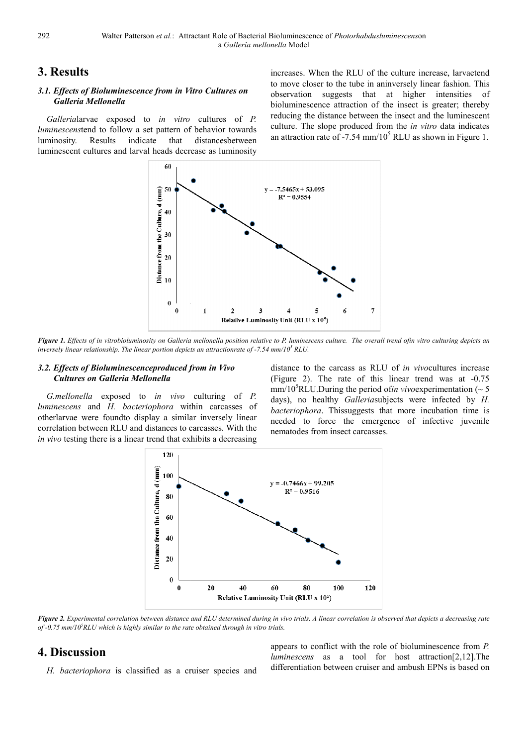# 3. Results

### 3.1. Effects of Bioluminescence from in Vitro Cultures on Galleria Mellonella

*Galleria*larvae exposed to *in vitro* cultures of *P. luminescens*tend to follow a set pattern of behavior towards luminosity. Results indicate that distancesbetween luminescent cultures and larval heads decrease as luminosity increases. When the RLU of the culture increase, larvaetend to move closer to the tube in aninversely linear fashion. This observation suggests that at higher intensities of bioluminescence attraction of the insect is greater; thereby reducing the distance between the insect and the luminescent culture. The slope produced from the *in vitro* data indicates an attraction rate of -7.54 mm/$10^5$ RLU as shown in Figure 1.

***Figure 1.*** *Effects of in vitrobioluminosity on Galleria mellonella position relative to P. luminescens culture. The overall trend ofin vitro culturing depicts an inversely linear relationship. The linear portion depicts an attractionrate of -7.54 mm/$10^5$ RLU.*

### 3.2. Effects of Bioluminescenceproduced from in Vivo Cultures on Galleria Mellonella

*G.mellonella* exposed to *in vivo* culturing of *P. luminescens* and *H. bacteriophora* within carcasses of otherlarvae were foundto display a similar inversely linear correlation between RLU and distances to carcasses. With the *in vivo* testing there is a linear trend that exhibits a decreasing distance to the carcass as RLU of *in vivo*cultures increase (Figure 2). The rate of this linear trend was at -0.75 mm/$10^5$RLU.During the period of*in vivo*experimentation (~ 5 days), no healthy *Galleria*subjects were infected by *H. bacteriophora*. Thissuggests that more incubation time is needed to force the emergence of infective juvenile nematodes from insect carcasses.

***Figure 2.*** *Experimental correlation between distance and RLU determined during in vivo trials. A linear correlation is observed that depicts a decreasing rate of -0.75 mm/$10^5$RLU which is highly similar to the rate obtained through in vitro trials.*

# 4. Discussion

*H. bacteriophora* is classified as a cruiser species and appears to conflict with the role of bioluminescence from *P. luminescens* as a tool for host attraction[2,12].The differentiation between cruiser and ambush EPNs is based on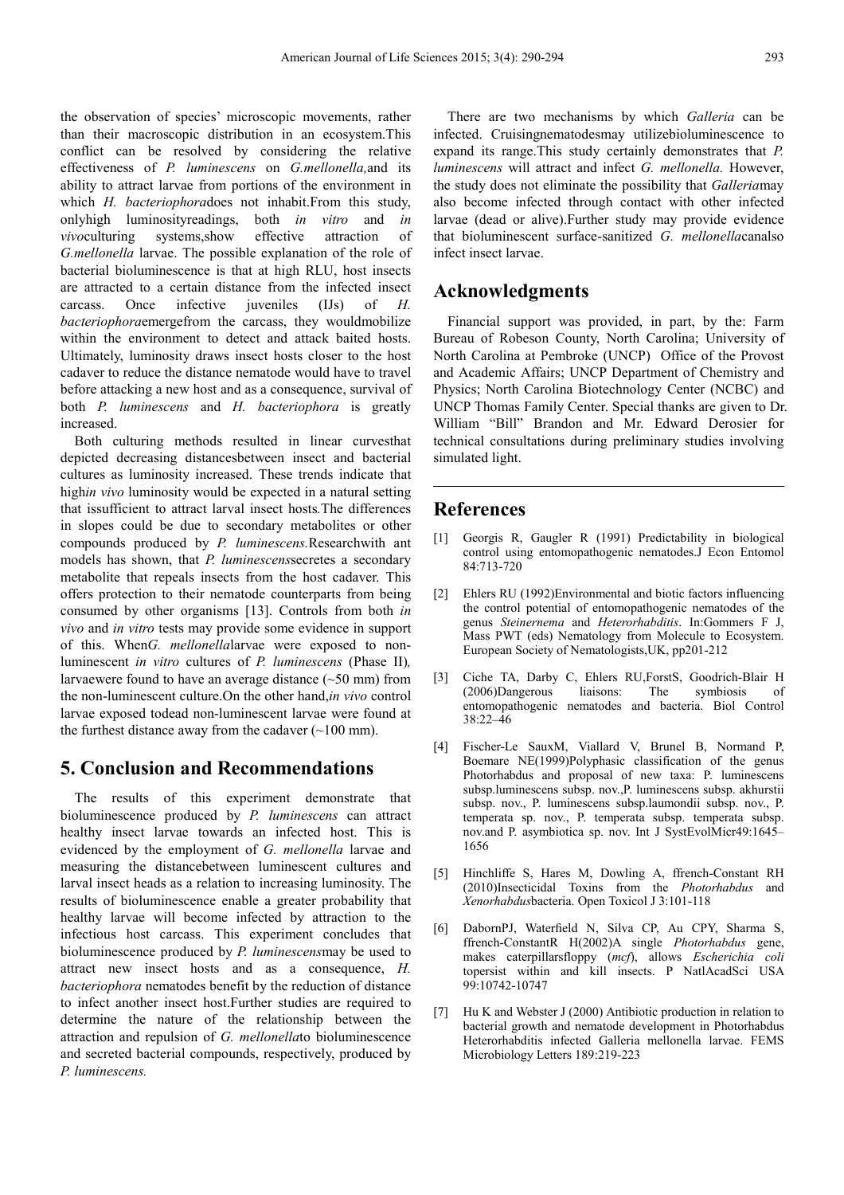the observation of species' microscopic movements, rather than their macroscopic distribution in an ecosystem.This conflict can be resolved by considering the relative effectiveness of *P. luminescens* on *G.mellonella,*and its ability to attract larvae from portions of the environment in which *H. bacteriophora*does not inhabit.From this study, onlyhigh luminosityreadings, both *in vitro* and *in vivo*culturing systems,show effective attraction of *G.mellonella* larvae. The possible explanation of the role of bacterial bioluminescence is that at high RLU, host insects are attracted to a certain distance from the infected insect carcass. Once infective juveniles (IJs) of *H. bacteriophora*emergefrom the carcass, they wouldmobilize within the environment to detect and attack baited hosts. Ultimately, luminosity draws insect hosts closer to the host cadaver to reduce the distance nematode would have to travel before attacking a new host and as a consequence, survival of both *P. luminescens* and *H. bacteriophora* is greatly increased.

Both culturing methods resulted in linear curvesthat depicted decreasing distancesbetween insect and bacterial cultures as luminosity increased. These trends indicate that high*in vivo* luminosity would be expected in a natural setting that issufficient to attract larval insect hosts*.*The differences in slopes could be due to secondary metabolites or other compounds produced by *P. luminescens.*Researchwith ant models has shown, that *P. luminescens*secretes a secondary metabolite that repeals insects from the host cadaver. This offers protection to their nematode counterparts from being consumed by other organisms [13]. Controls from both *in vivo* and *in vitro* tests may provide some evidence in support of this. When*G. mellonella*larvae were exposed to non-luminescent *in vitro* cultures of *P. luminescens* (Phase II)*,* larvaewere found to have an average distance (~50 mm) from the non-luminescent culture.On the other hand,*in vivo* control larvae exposed todead non-luminescent larvae were found at the furthest distance away from the cadaver (~100 mm).

## 5. Conclusion and Recommendations

The results of this experiment demonstrate that bioluminescence produced by *P. luminescens* can attract healthy insect larvae towards an infected host. This is evidenced by the employment of *G. mellonella* larvae and measuring the distancebetween luminescent cultures and larval insect heads as a relation to increasing luminosity. The results of bioluminescence enable a greater probability that healthy larvae will become infected by attraction to the infectious host carcass. This experiment concludes that bioluminescence produced by *P. luminescens*may be used to attract new insect hosts and as a consequence, *H. bacteriophora* nematodes benefit by the reduction of distance to infect another insect host.Further studies are required to determine the nature of the relationship between the attraction and repulsion of *G. mellonella*to bioluminescence and secreted bacterial compounds, respectively, produced by *P. luminescens.*

There are two mechanisms by which *Galleria* can be infected. Cruisingnematodesmay utilizebioluminescence to expand its range.This study certainly demonstrates that *P. luminescens* will attract and infect *G. mellonella.* However, the study does not eliminate the possibility that *Galleria*may also become infected through contact with other infected larvae (dead or alive).Further study may provide evidence that bioluminescent surface-sanitized *G. mellonella*canalso infect insect larvae.

## Acknowledgments

Financial support was provided, in part, by the: Farm Bureau of Robeson County, North Carolina; University of North Carolina at Pembroke (UNCP) Office of the Provost and Academic Affairs; UNCP Department of Chemistry and Physics; North Carolina Biotechnology Center (NCBC) and UNCP Thomas Family Center. Special thanks are given to Dr. William "Bill" Brandon and Mr. Edward Derosier for technical consultations during preliminary studies involving simulated light.

## References

[1] Georgis R, Gaugler R (1991) Predictability in biological control using entomopathogenic nematodes.J Econ Entomol 84:713-720

[2] Ehlers RU (1992)Environmental and biotic factors influencing the control potential of entomopathogenic nematodes of the genus *Steinernema* and *Heterorhabditis*. In:Gommers F J, Mass PWT (eds) Nematology from Molecule to Ecosystem. European Society of Nematologists,UK, pp201-212

[3] Ciche TA, Darby C, Ehlers RU,ForstS, Goodrich-Blair H (2006)Dangerous liaisons: The symbiosis of entomopathogenic nematodes and bacteria. Biol Control 38:22–46

[4] Fischer-Le SauxM, Viallard V, Brunel B, Normand P, Boemare NE(1999)Polyphasic classification of the genus Photorhabdus and proposal of new taxa: P. luminescens subsp.luminescens subsp. nov.,P. luminescens subsp. akhurstii subsp. nov., P. luminescens subsp.laumondii subsp. nov., P. temperata sp. nov., P. temperata subsp. temperata subsp. nov.and P. asymbiotica sp. nov. Int J SystEvolMicr49:1645–1656

[5] Hinchliffe S, Hares M, Dowling A, ffrench-Constant RH (2010)Insecticidal Toxins from the *Photorhabdus* and *Xenorhabdus*bacteria. Open Toxicol J 3:101-118

[6] DabornPJ, Waterfield N, Silva CP, Au CPY, Sharma S, ffrench-ConstantR H(2002)A single *Photorhabdus* gene, makes caterpillarsfloppy (*mcf*), allows *Escherichia coli* topersist within and kill insects. P NatlAcadSci USA 99:10742-10747

[7] Hu K and Webster J (2000) Antibiotic production in relation to bacterial growth and nematode development in Photorhabdus Heterorhabditis infected Galleria mellonella larvae. FEMS Microbiology Letters 189:219-223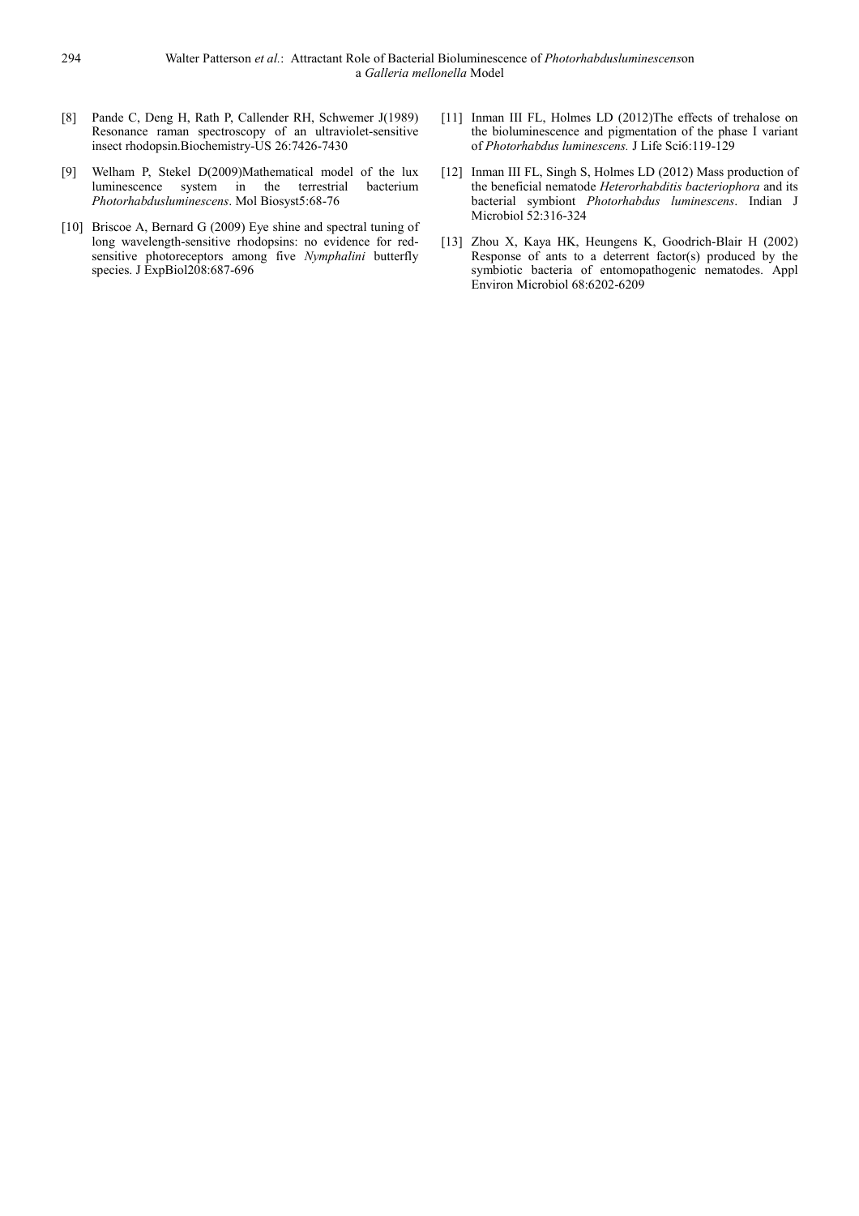[8] Pande C, Deng H, Rath P, Callender RH, Schwemer J(1989) Resonance raman spectroscopy of an ultraviolet-sensitive insect rhodopsin.Biochemistry-US 26:7426-7430

[9] Welham P, Stekel D(2009)Mathematical model of the lux luminescence system in the terrestrial bacterium *Photorhabdusluminescens*. Mol Biosyst5:68-76

[10] Briscoe A, Bernard G (2009) Eye shine and spectral tuning of long wavelength-sensitive rhodopsins: no evidence for red-sensitive photoreceptors among five *Nymphalini* butterfly species. J ExpBiol208:687-696

[11] Inman III FL, Holmes LD (2012)The effects of trehalose on the bioluminescence and pigmentation of the phase I variant of *Photorhabdus luminescens.* J Life Sci6:119-129

[12] Inman III FL, Singh S, Holmes LD (2012) Mass production of the beneficial nematode *Heterorhabditis bacteriophora* and its bacterial symbiont *Photorhabdus luminescens*. Indian J Microbiol 52:316-324

[13] Zhou X, Kaya HK, Heungens K, Goodrich-Blair H (2002) Response of ants to a deterrent factor(s) produced by the symbiotic bacteria of entomopathogenic nematodes. Appl Environ Microbiol 68:6202-6209